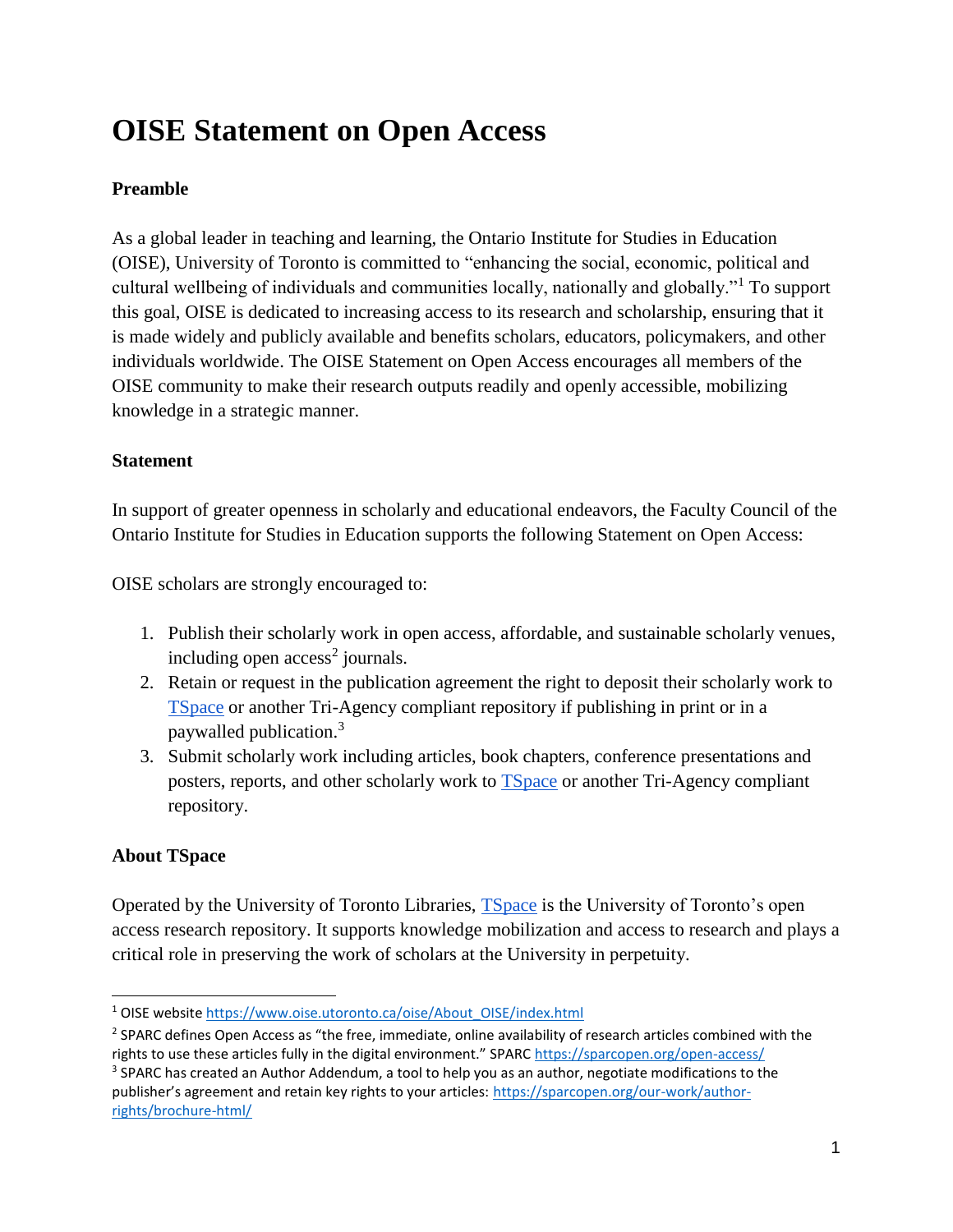# OISE Statement on Open Access

**Preamble**

As a global leader in teaching and learning, the Ontario Institute for Studies in Education (OISE), University of Toronto is committed to "enhancing the social, economic, political and cultural wellbeing of individuals and communities locally, nationally and globally."[1] To support this goal, OISE is dedicated to increasing access to its research and scholarship, ensuring that it is made widely and publicly available and benefits scholars, educators, policymakers, and other individuals worldwide. The OISE Statement on Open Access encourages all members of the OISE community to make their research outputs readily and openly accessible, mobilizing knowledge in a strategic manner.

**Statement**

In support of greater openness in scholarly and educational endeavors, the Faculty Council of the Ontario Institute for Studies in Education supports the following Statement on Open Access:

OISE scholars are strongly encouraged to:

1. Publish their scholarly work in open access, affordable, and sustainable scholarly venues, including open access[2] journals.
2. Retain or request in the publication agreement the right to deposit their scholarly work to TSpace or another Tri-Agency compliant repository if publishing in print or in a paywalled publication.[3]
3. Submit scholarly work including articles, book chapters, conference presentations and posters, reports, and other scholarly work to TSpace or another Tri-Agency compliant repository.

**About TSpace**

Operated by the University of Toronto Libraries, TSpace is the University of Toronto's open access research repository. It supports knowledge mobilization and access to research and plays a critical role in preserving the work of scholars at the University in perpetuity.

---

[1] OISE website https://www.oise.utoronto.ca/oise/About_OISE/index.html

[2] SPARC defines Open Access as "the free, immediate, online availability of research articles combined with the rights to use these articles fully in the digital environment." SPARC https://sparcopen.org/open-access/

[3] SPARC has created an Author Addendum, a tool to help you as an author, negotiate modifications to the publisher's agreement and retain key rights to your articles: https://sparcopen.org/our-work/author-rights/brochure-html/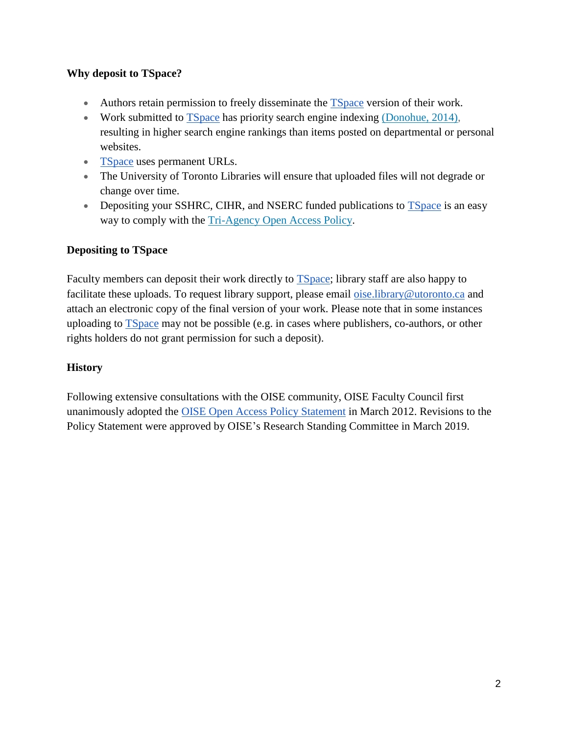**Why deposit to TSpace?**

- Authors retain permission to freely disseminate the TSpace version of their work.
- Work submitted to TSpace has priority search engine indexing (Donohue, 2014), resulting in higher search engine rankings than items posted on departmental or personal websites.
- TSpace uses permanent URLs.
- The University of Toronto Libraries will ensure that uploaded files will not degrade or change over time.
- Depositing your SSHRC, CIHR, and NSERC funded publications to TSpace is an easy way to comply with the Tri-Agency Open Access Policy.

**Depositing to TSpace**

Faculty members can deposit their work directly to TSpace; library staff are also happy to facilitate these uploads. To request library support, please email oise.library@utoronto.ca and attach an electronic copy of the final version of your work. Please note that in some instances uploading to TSpace may not be possible (e.g. in cases where publishers, co-authors, or other rights holders do not grant permission for such a deposit).

**History**

Following extensive consultations with the OISE community, OISE Faculty Council first unanimously adopted the OISE Open Access Policy Statement in March 2012. Revisions to the Policy Statement were approved by OISE's Research Standing Committee in March 2019.